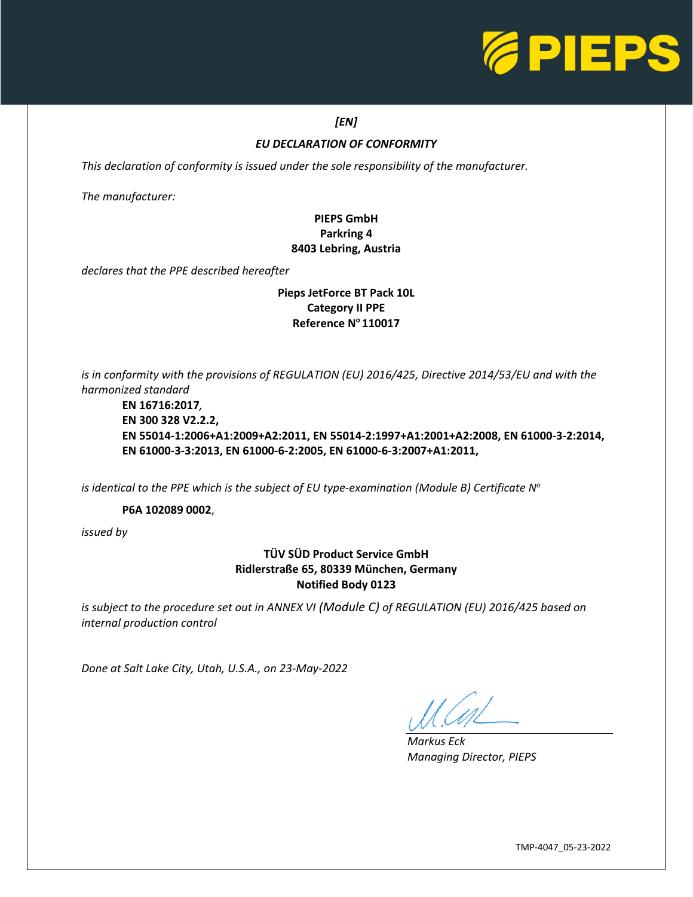*[EN]*

## *EU DECLARATION OF CONFORMITY*

*This declaration of conformity is issued under the sole responsibility of the manufacturer.*

*The manufacturer:*

**PIEPS GmbH**
**Parkring 4**
**8403 Lebring, Austria**

*declares that the PPE described hereafter*

**Pieps JetForce BT Pack 10L**
**Category II PPE**
**Reference N° 110017**

*is in conformity with the provisions of REGULATION (EU) 2016/425, Directive 2014/53/EU and with the harmonized standard*

**EN 16716:2017**,
**EN 300 328 V2.2.2,**
**EN 55014-1:2006+A1:2009+A2:2011, EN 55014-2:1997+A1:2001+A2:2008, EN 61000-3-2:2014, EN 61000-3-3:2013, EN 61000-6-2:2005, EN 61000-6-3:2007+A1:2011,**

*is identical to the PPE which is the subject of EU type-examination (Module B) Certificate N°*

**P6A 102089 0002**,

*issued by*

**TÜV SÜD Product Service GmbH**
**Ridlerstraße 65, 80339 München, Germany**
**Notified Body 0123**

*is subject to the procedure set out in ANNEX VI (Module C) of REGULATION (EU) 2016/425 based on internal production control*

*Done at Salt Lake City, Utah, U.S.A., on 23-May-2022*

*Markus Eck*
*Managing Director, PIEPS*

TMP-4047_05-23-2022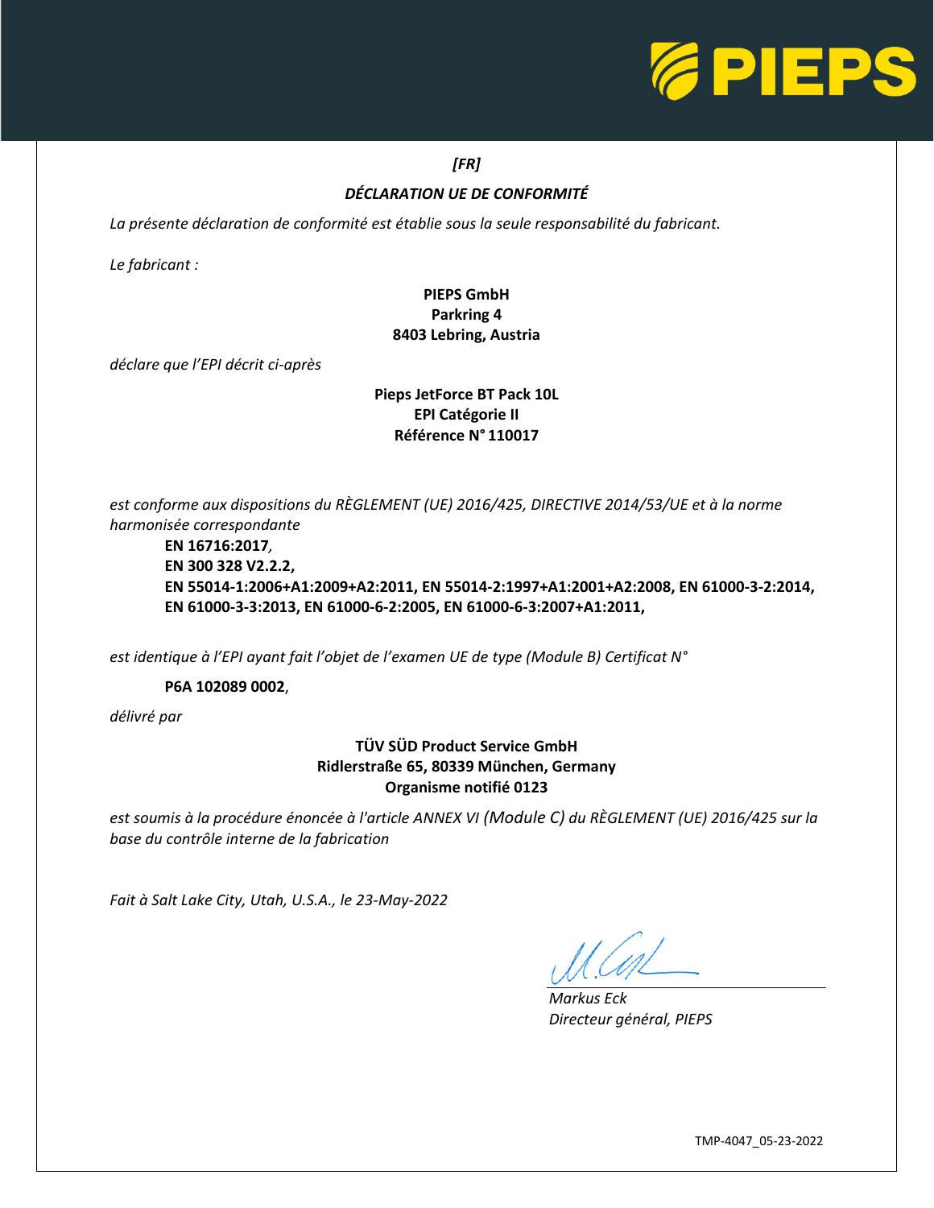*[FR]*

## *DÉCLARATION UE DE CONFORMITÉ*

*La présente déclaration de conformité est établie sous la seule responsabilité du fabricant.*

*Le fabricant :*

**PIEPS GmbH**
**Parkring 4**
**8403 Lebring, Austria**

*déclare que l'EPI décrit ci-après*

**Pieps JetForce BT Pack 10L**
**EPI Catégorie II**
**Référence N° 110017**

*est conforme aux dispositions du RÈGLEMENT (UE) 2016/425, DIRECTIVE 2014/53/UE et à la norme harmonisée correspondante*

**EN 16716:2017**,
**EN 300 328 V2.2.2,**
**EN 55014-1:2006+A1:2009+A2:2011, EN 55014-2:1997+A1:2001+A2:2008, EN 61000-3-2:2014, EN 61000-3-3:2013, EN 61000-6-2:2005, EN 61000-6-3:2007+A1:2011,**

*est identique à l'EPI ayant fait l'objet de l'examen UE de type (Module B) Certificat N°*

**P6A 102089 0002**,

*délivré par*

**TÜV SÜD Product Service GmbH**
**Ridlerstraße 65, 80339 München, Germany**
**Organisme notifié 0123**

*est soumis à la procédure énoncée à l'article ANNEX VI (Module C) du RÈGLEMENT (UE) 2016/425 sur la base du contrôle interne de la fabrication*

*Fait à Salt Lake City, Utah, U.S.A., le 23-May-2022*

*Markus Eck*
*Directeur général, PIEPS*

TMP-4047_05-23-2022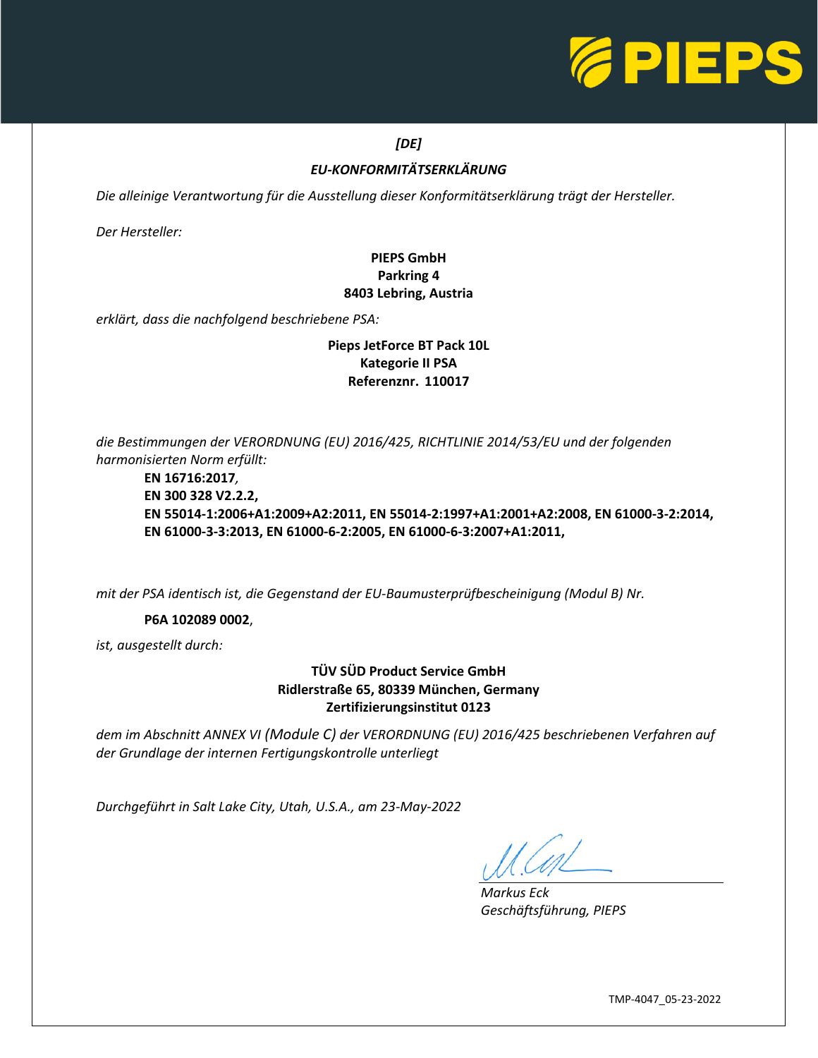*[DE]*

***EU-KONFORMITÄTSERKLÄRUNG***

*Die alleinige Verantwortung für die Ausstellung dieser Konformitätserklärung trägt der Hersteller.*

*Der Hersteller:*

**PIEPS GmbH**
**Parkring 4**
**8403 Lebring, Austria**

*erklärt, dass die nachfolgend beschriebene PSA:*

**Pieps JetForce BT Pack 10L**
**Kategorie II PSA**
**Referenznr. 110017**

*die Bestimmungen der VERORDNUNG (EU) 2016/425, RICHTLINIE 2014/53/EU und der folgenden harmonisierten Norm erfüllt:*

**EN 16716:2017**,
**EN 300 328 V2.2.2,**
**EN 55014-1:2006+A1:2009+A2:2011, EN 55014-2:1997+A1:2001+A2:2008, EN 61000-3-2:2014, EN 61000-3-3:2013, EN 61000-6-2:2005, EN 61000-6-3:2007+A1:2011,**

*mit der PSA identisch ist, die Gegenstand der EU-Baumusterprüfbescheinigung (Modul B) Nr.*

**P6A 102089 0002**,

*ist, ausgestellt durch:*

**TÜV SÜD Product Service GmbH**
**Ridlerstraße 65, 80339 München, Germany**
**Zertifizierungsinstitut 0123**

*dem im Abschnitt ANNEX VI (Module C) der VERORDNUNG (EU) 2016/425 beschriebenen Verfahren auf der Grundlage der internen Fertigungskontrolle unterliegt*

*Durchgeführt in Salt Lake City, Utah, U.S.A., am 23-May-2022*

*Markus Eck*
*Geschäftsführung, PIEPS*

TMP-4047_05-23-2022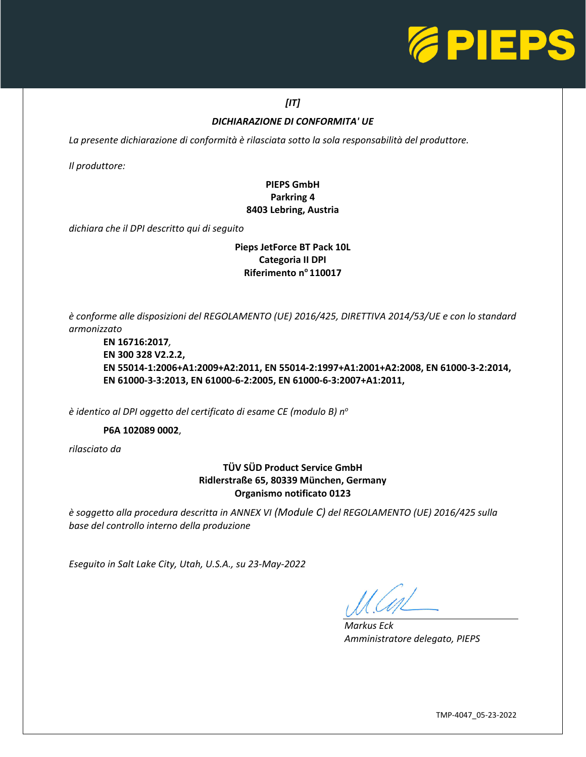*[IT]*

***DICHIARAZIONE DI CONFORMITA' UE***

*La presente dichiarazione di conformità è rilasciata sotto la sola responsabilità del produttore.*

*Il produttore:*

**PIEPS GmbH**
**Parkring 4**
**8403 Lebring, Austria**

*dichiara che il DPI descritto qui di seguito*

**Pieps JetForce BT Pack 10L**
**Categoria II DPI**
**Riferimento n° 110017**

*è conforme alle disposizioni del REGOLAMENTO (UE) 2016/425, DIRETTIVA 2014/53/UE e con lo standard armonizzato*

**EN 16716:2017**,
**EN 300 328 V2.2.2,**
**EN 55014-1:2006+A1:2009+A2:2011, EN 55014-2:1997+A1:2001+A2:2008, EN 61000-3-2:2014, EN 61000-3-3:2013, EN 61000-6-2:2005, EN 61000-6-3:2007+A1:2011,**

*è identico al DPI oggetto del certificato di esame CE (modulo B) n°*

**P6A 102089 0002**,

*rilasciato da*

**TÜV SÜD Product Service GmbH**
**Ridlerstraße 65, 80339 München, Germany**
**Organismo notificato 0123**

*è soggetto alla procedura descritta in ANNEX VI (Module C) del REGOLAMENTO (UE) 2016/425 sulla base del controllo interno della produzione*

*Eseguito in Salt Lake City, Utah, U.S.A., su 23-May-2022*

*Markus Eck*
*Amministratore delegato, PIEPS*

TMP-4047_05-23-2022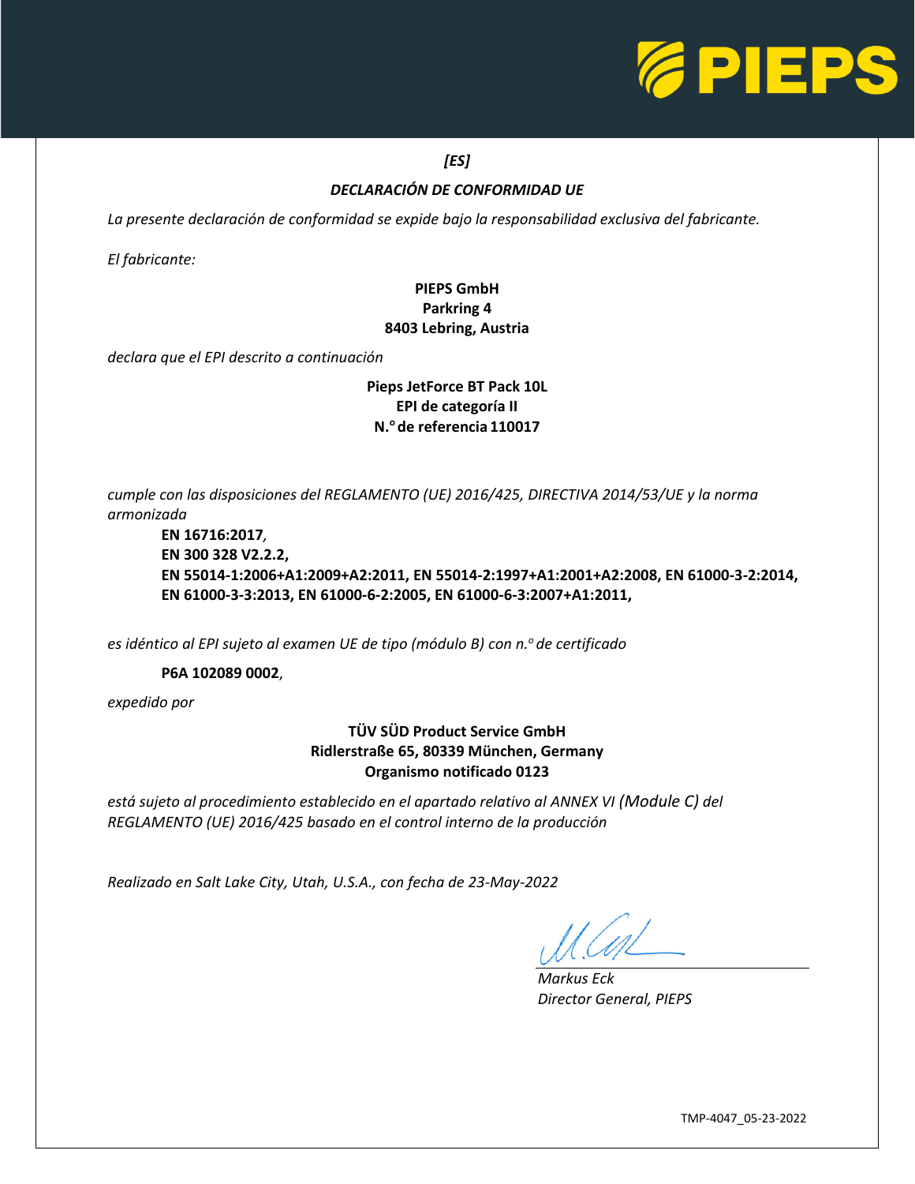*[ES]*

## *DECLARACIÓN DE CONFORMIDAD UE*

*La presente declaración de conformidad se expide bajo la responsabilidad exclusiva del fabricante.*

*El fabricante:*

**PIEPS GmbH**
**Parkring 4**
**8403 Lebring, Austria**

*declara que el EPI descrito a continuación*

**Pieps JetForce BT Pack 10L**
**EPI de categoría II**
**N.º de referencia 110017**

*cumple con las disposiciones del REGLAMENTO (UE) 2016/425, DIRECTIVA 2014/53/UE y la norma armonizada*

**EN 16716:2017**,
**EN 300 328 V2.2.2,**
**EN 55014-1:2006+A1:2009+A2:2011, EN 55014-2:1997+A1:2001+A2:2008, EN 61000-3-2:2014,**
**EN 61000-3-3:2013, EN 61000-6-2:2005, EN 61000-6-3:2007+A1:2011,**

*es idéntico al EPI sujeto al examen UE de tipo (módulo B) con n.º de certificado*

**P6A 102089 0002**,

*expedido por*

**TÜV SÜD Product Service GmbH**
**Ridlerstraße 65, 80339 München, Germany**
**Organismo notificado 0123**

*está sujeto al procedimiento establecido en el apartado relativo al ANNEX VI (Module C) del REGLAMENTO (UE) 2016/425 basado en el control interno de la producción*

*Realizado en Salt Lake City, Utah, U.S.A., con fecha de 23-May-2022*

*Markus Eck*
*Director General, PIEPS*

TMP-4047_05-23-2022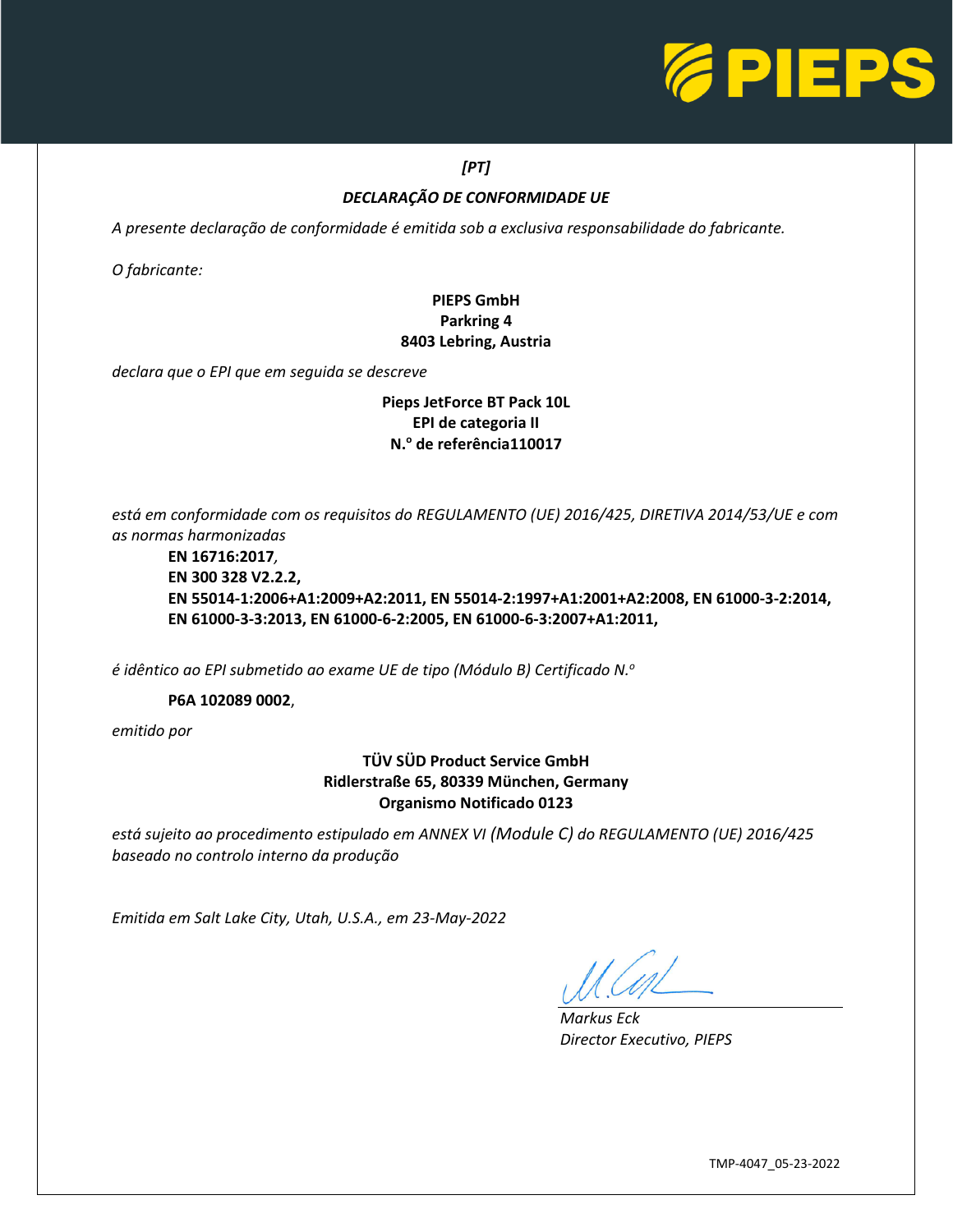*[PT]*

## *DECLARAÇÃO DE CONFORMIDADE UE*

*A presente declaração de conformidade é emitida sob a exclusiva responsabilidade do fabricante.*

*O fabricante:*

**PIEPS GmbH**
**Parkring 4**
**8403 Lebring, Austria**

*declara que o EPI que em seguida se descreve*

**Pieps JetForce BT Pack 10L**
**EPI de categoria II**
**N.º de referência110017**

*está em conformidade com os requisitos do REGULAMENTO (UE) 2016/425, DIRETIVA 2014/53/UE e com as normas harmonizadas*

**EN 16716:2017**,
**EN 300 328 V2.2.2,**
**EN 55014-1:2006+A1:2009+A2:2011, EN 55014-2:1997+A1:2001+A2:2008, EN 61000-3-2:2014, EN 61000-3-3:2013, EN 61000-6-2:2005, EN 61000-6-3:2007+A1:2011,**

*é idêntico ao EPI submetido ao exame UE de tipo (Módulo B) Certificado N.º*

**P6A 102089 0002**,

*emitido por*

**TÜV SÜD Product Service GmbH**
**Ridlerstraße 65, 80339 München, Germany**
**Organismo Notificado 0123**

*está sujeito ao procedimento estipulado em ANNEX VI (Module C) do REGULAMENTO (UE) 2016/425 baseado no controlo interno da produção*

*Emitida em Salt Lake City, Utah, U.S.A., em 23-May-2022*

*Markus Eck*
*Director Executivo, PIEPS*

TMP-4047_05-23-2022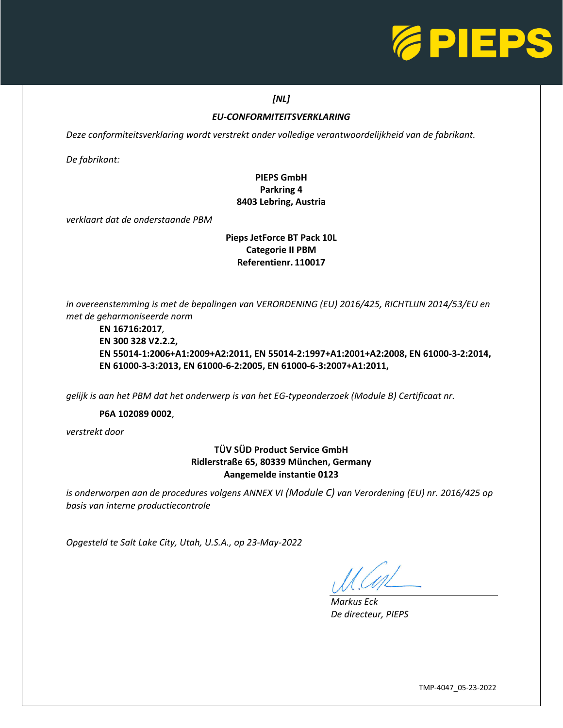*[NL]*

## *EU-CONFORMITEITSVERKLARING*

*Deze conformiteitsverklaring wordt verstrekt onder volledige verantwoordelijkheid van de fabrikant.*

*De fabrikant:*

**PIEPS GmbH**
**Parkring 4**
**8403 Lebring, Austria**

*verklaart dat de onderstaande PBM*

**Pieps JetForce BT Pack 10L**
**Categorie II PBM**
**Referentienr. 110017**

*in overeenstemming is met de bepalingen van VERORDENING (EU) 2016/425, RICHTLIJN 2014/53/EU en met de geharmoniseerde norm*

**EN 16716:2017**,
**EN 300 328 V2.2.2,**
**EN 55014-1:2006+A1:2009+A2:2011, EN 55014-2:1997+A1:2001+A2:2008, EN 61000-3-2:2014, EN 61000-3-3:2013, EN 61000-6-2:2005, EN 61000-6-3:2007+A1:2011,**

*gelijk is aan het PBM dat het onderwerp is van het EG-typeonderzoek (Module B) Certificaat nr.*

**P6A 102089 0002**,

*verstrekt door*

**TÜV SÜD Product Service GmbH**
**Ridlerstraße 65, 80339 München, Germany**
**Aangemelde instantie 0123**

*is onderworpen aan de procedures volgens ANNEX VI (Module C) van Verordening (EU) nr. 2016/425 op basis van interne productiecontrole*

*Opgesteld te Salt Lake City, Utah, U.S.A., op 23-May-2022*

*Markus Eck*
*De directeur, PIEPS*

TMP-4047_05-23-2022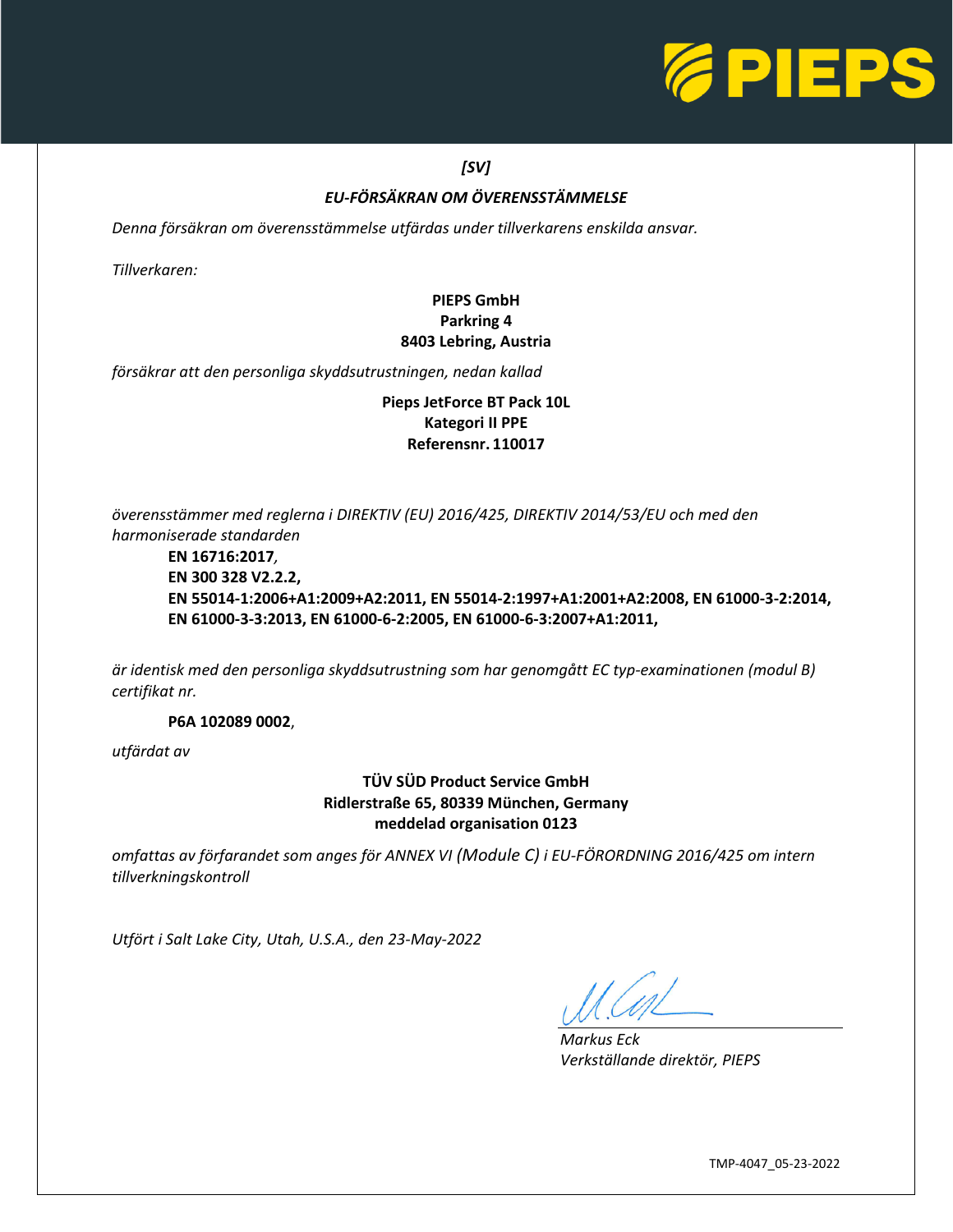*[SV]*

## *EU-FÖRSÄKRAN OM ÖVERENSSTÄMMELSE*

*Denna försäkran om överensstämmelse utfärdas under tillverkarens enskilda ansvar.*

*Tillverkaren:*

**PIEPS GmbH**
**Parkring 4**
**8403 Lebring, Austria**

*försäkrar att den personliga skyddsutrustningen, nedan kallad*

**Pieps JetForce BT Pack 10L**
**Kategori II PPE**
**Referensnr. 110017**

*överensstämmer med reglerna i DIREKTIV (EU) 2016/425, DIREKTIV 2014/53/EU och med den harmoniserade standarden*

**EN 16716:2017**,
**EN 300 328 V2.2.2,**
**EN 55014-1:2006+A1:2009+A2:2011, EN 55014-2:1997+A1:2001+A2:2008, EN 61000-3-2:2014, EN 61000-3-3:2013, EN 61000-6-2:2005, EN 61000-6-3:2007+A1:2011,**

*är identisk med den personliga skyddsutrustning som har genomgått EC typ-examinationen (modul B) certifikat nr.*

**P6A 102089 0002**,

*utfärdat av*

**TÜV SÜD Product Service GmbH**
**Ridlerstraße 65, 80339 München, Germany**
**meddelad organisation 0123**

*omfattas av förfarandet som anges för ANNEX VI (Module C) i EU-FÖRORDNING 2016/425 om intern tillverkningskontroll*

*Utfört i Salt Lake City, Utah, U.S.A., den 23-May-2022*

*Markus Eck*
*Verkställande direktör, PIEPS*

TMP-4047_05-23-2022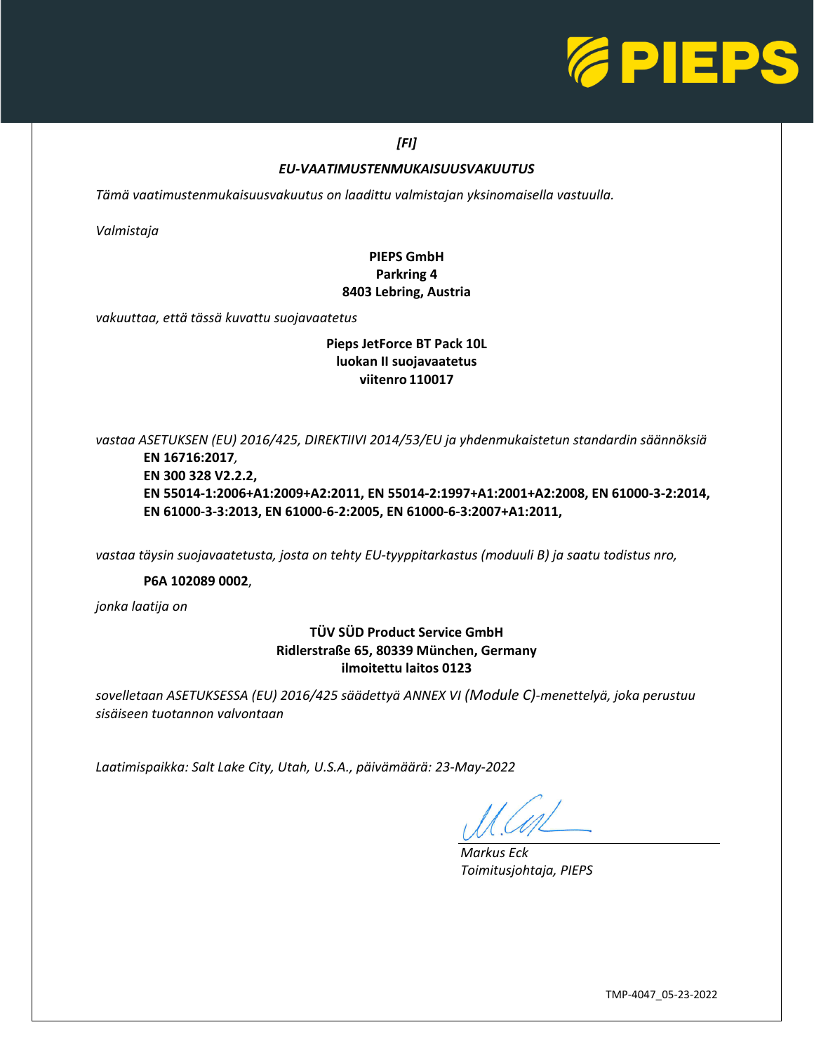*[FI]*

***EU-VAATIMUSTENMUKAISUUSVAKUUTUS***

*Tämä vaatimustenmukaisuusvakuutus on laadittu valmistajan yksinomaisella vastuulla.*

*Valmistaja*

**PIEPS GmbH**
**Parkring 4**
**8403 Lebring, Austria**

*vakuuttaa, että tässä kuvattu suojavaatetus*

**Pieps JetForce BT Pack 10L**
**luokan II suojavaatetus**
**viitenro 110017**

*vastaa ASETUKSEN (EU) 2016/425, DIREKTIIVI 2014/53/EU ja yhdenmukaistetun standardin säännöksiä*

**EN 16716:2017**,
**EN 300 328 V2.2.2,**
**EN 55014-1:2006+A1:2009+A2:2011, EN 55014-2:1997+A1:2001+A2:2008, EN 61000-3-2:2014, EN 61000-3-3:2013, EN 61000-6-2:2005, EN 61000-6-3:2007+A1:2011,**

*vastaa täysin suojavaatetusta, josta on tehty EU-tyyppitarkastus (moduuli B) ja saatu todistus nro,*

**P6A 102089 0002**,

*jonka laatija on*

**TÜV SÜD Product Service GmbH**
**Ridlerstraße 65, 80339 München, Germany**
**ilmoitettu laitos 0123**

*sovelletaan ASETUKSESSA (EU) 2016/425 säädettyä ANNEX VI (Module C)-menettelyä, joka perustuu sisäiseen tuotannon valvontaan*

*Laatimispaikka: Salt Lake City, Utah, U.S.A., päivämäärä: 23-May-2022*

*Markus Eck*
*Toimitusjohtaja, PIEPS*

TMP-4047_05-23-2022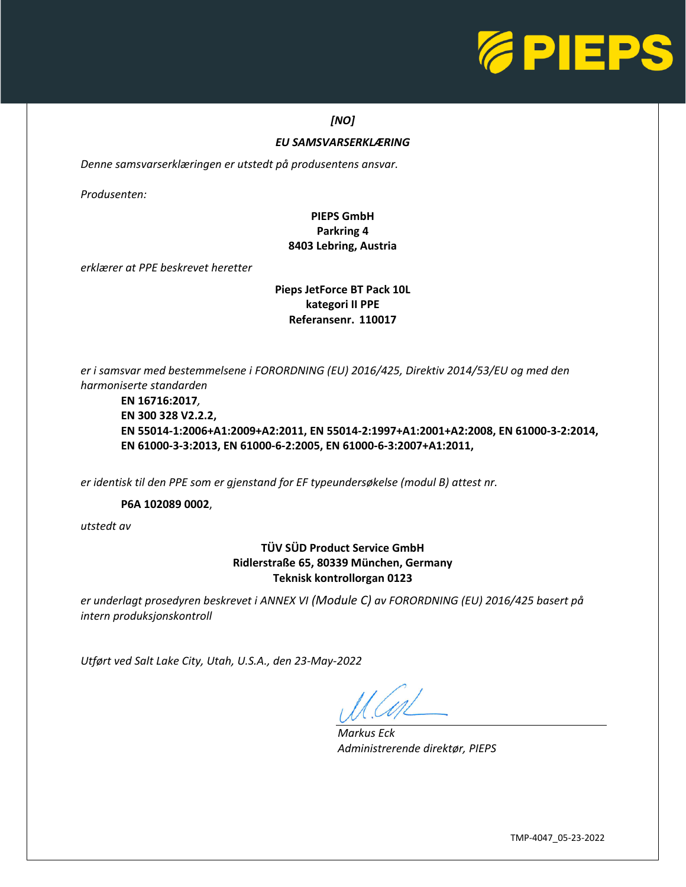*[NO]*

***EU SAMSVARSERKLÆRING***

*Denne samsvarserklæringen er utstedt på produsentens ansvar.*

*Produsenten:*

**PIEPS GmbH**
**Parkring 4**
**8403 Lebring, Austria**

*erklærer at PPE beskrevet heretter*

**Pieps JetForce BT Pack 10L**
**kategori II PPE**
**Referansenr. 110017**

*er i samsvar med bestemmelsene i FORORDNING (EU) 2016/425, Direktiv 2014/53/EU og med den harmoniserte standarden*

**EN 16716:2017**,
**EN 300 328 V2.2.2,**
**EN 55014-1:2006+A1:2009+A2:2011, EN 55014-2:1997+A1:2001+A2:2008, EN 61000-3-2:2014, EN 61000-3-3:2013, EN 61000-6-2:2005, EN 61000-6-3:2007+A1:2011,**

*er identisk til den PPE som er gjenstand for EF typeundersøkelse (modul B) attest nr.*

**P6A 102089 0002**,

*utstedt av*

**TÜV SÜD Product Service GmbH**
**Ridlerstraße 65, 80339 München, Germany**
**Teknisk kontrollorgan 0123**

*er underlagt prosedyren beskrevet i ANNEX VI (Module C) av FORORDNING (EU) 2016/425 basert på intern produksjonskontroll*

*Utført ved Salt Lake City, Utah, U.S.A., den 23-May-2022*

*Markus Eck*
*Administrerende direktør, PIEPS*

TMP-4047_05-23-2022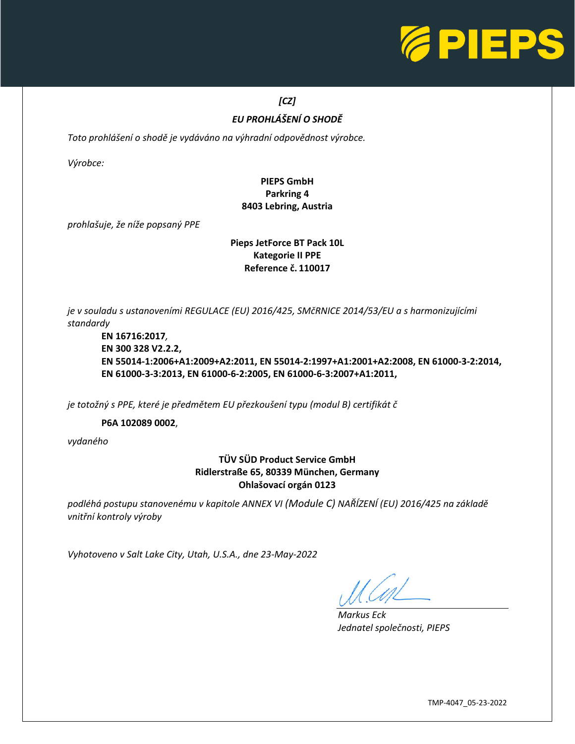*[CZ]*

***EU PROHLÁŠENÍ O SHODĚ***

*Toto prohlášení o shodě je vydáváno na výhradní odpovědnost výrobce.*

*Výrobce:*

**PIEPS GmbH**
**Parkring 4**
**8403 Lebring, Austria**

*prohlašuje, že níže popsaný PPE*

**Pieps JetForce BT Pack 10L**
**Kategorie II PPE**
**Reference č. 110017**

*je v souladu s ustanoveními REGULACE (EU) 2016/425, SMčRNICE 2014/53/EU a s harmonizujícími standardy*

**EN 16716:2017**,
**EN 300 328 V2.2.2,**
**EN 55014-1:2006+A1:2009+A2:2011, EN 55014-2:1997+A1:2001+A2:2008, EN 61000-3-2:2014, EN 61000-3-3:2013, EN 61000-6-2:2005, EN 61000-6-3:2007+A1:2011,**

*je totožný s PPE, které je předmětem EU přezkoušení typu (modul B) certifikát č*

**P6A 102089 0002**,

*vydaného*

**TÜV SÜD Product Service GmbH**
**Ridlerstraße 65, 80339 München, Germany**
**Ohlašovací orgán 0123**

*podléhá postupu stanovenému v kapitole ANNEX VI (Module C) NAŘÍZENÍ (EU) 2016/425 na základě vnitřní kontroly výroby*

*Vyhotoveno v Salt Lake City, Utah, U.S.A., dne 23-May-2022*

*Markus Eck*
*Jednatel společnosti, PIEPS*

TMP-4047_05-23-2022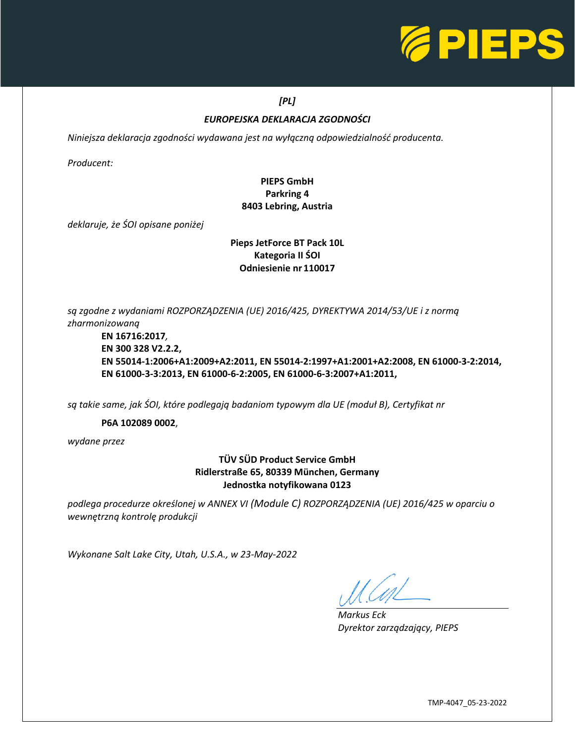*[PL]*

## *EUROPEJSKA DEKLARACJA ZGODNOŚCI*

*Niniejsza deklaracja zgodności wydawana jest na wyłączną odpowiedzialność producenta.*

*Producent:*

**PIEPS GmbH**
**Parkring 4**
**8403 Lebring, Austria**

*deklaruje, że ŚOI opisane poniżej*

**Pieps JetForce BT Pack 10L**
**Kategoria II ŚOI**
**Odniesienie nr 110017**

*są zgodne z wydaniami ROZPORZĄDZENIA (UE) 2016/425, DYREKTYWA 2014/53/UE i z normą zharmonizowaną*

**EN 16716:2017**,
**EN 300 328 V2.2.2,**
**EN 55014-1:2006+A1:2009+A2:2011, EN 55014-2:1997+A1:2001+A2:2008, EN 61000-3-2:2014, EN 61000-3-3:2013, EN 61000-6-2:2005, EN 61000-6-3:2007+A1:2011,**

*są takie same, jak ŚOI, które podlegają badaniom typowym dla UE (moduł B), Certyfikat nr*

**P6A 102089 0002**,

*wydane przez*

**TÜV SÜD Product Service GmbH**
**Ridlerstraße 65, 80339 München, Germany**
**Jednostka notyfikowana 0123**

*podlega procedurze określonej w ANNEX VI (Module C) ROZPORZĄDZENIA (UE) 2016/425 w oparciu o wewnętrzną kontrolę produkcji*

*Wykonane Salt Lake City, Utah, U.S.A., w 23-May-2022*

*Markus Eck*
*Dyrektor zarządzający, PIEPS*

TMP-4047_05-23-2022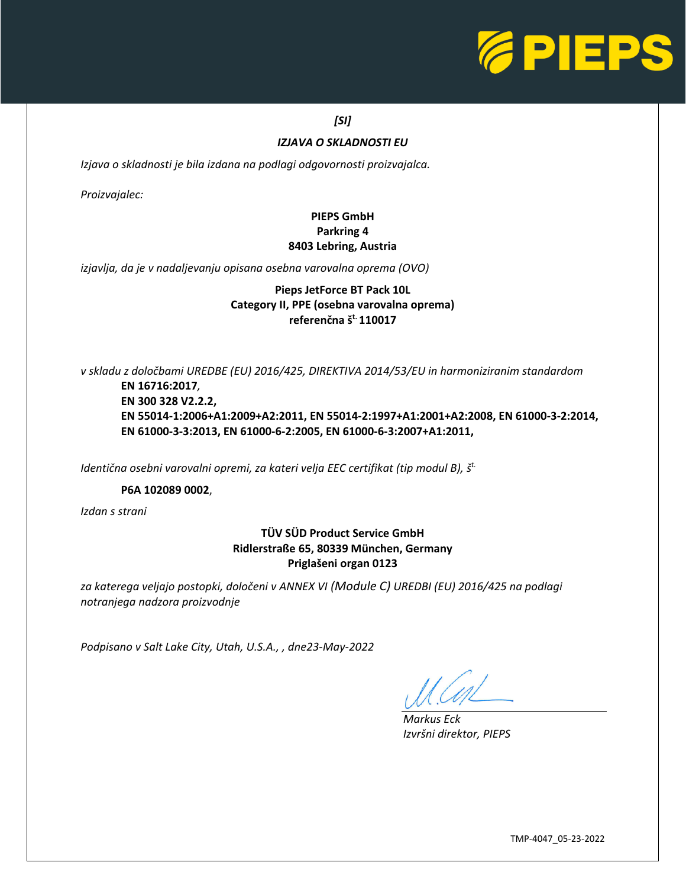*[SI]*

***IZJAVA O SKLADNOSTI EU***

*Izjava o skladnosti je bila izdana na podlagi odgovornosti proizvajalca.*

*Proizvajalec:*

**PIEPS GmbH**
**Parkring 4**
**8403 Lebring, Austria**

*izjavlja, da je v nadaljevanju opisana osebna varovalna oprema (OVO)*

**Pieps JetForce BT Pack 10L**
**Category II, PPE (osebna varovalna oprema)**
**referenčna št. 110017**

*v skladu z določbami UREDBE (EU) 2016/425, DIREKTIVA 2014/53/EU in harmoniziranim standardom*

**EN 16716:2017**,
**EN 300 328 V2.2.2,**
**EN 55014-1:2006+A1:2009+A2:2011, EN 55014-2:1997+A1:2001+A2:2008, EN 61000-3-2:2014, EN 61000-3-3:2013, EN 61000-6-2:2005, EN 61000-6-3:2007+A1:2011,**

*Identična osebni varovalni opremi, za kateri velja EEC certifikat (tip modul B), št.*

**P6A 102089 0002**,

*Izdan s strani*

**TÜV SÜD Product Service GmbH**
**Ridlerstraße 65, 80339 München, Germany**
**Priglašeni organ 0123**

*za katerega veljajo postopki, določeni v ANNEX VI (Module C) UREDBI (EU) 2016/425 na podlagi notranjega nadzora proizvodnje*

*Podpisano v Salt Lake City, Utah, U.S.A., , dne23-May-2022*

*Markus Eck*
*Izvršni direktor, PIEPS*

TMP-4047_05-23-2022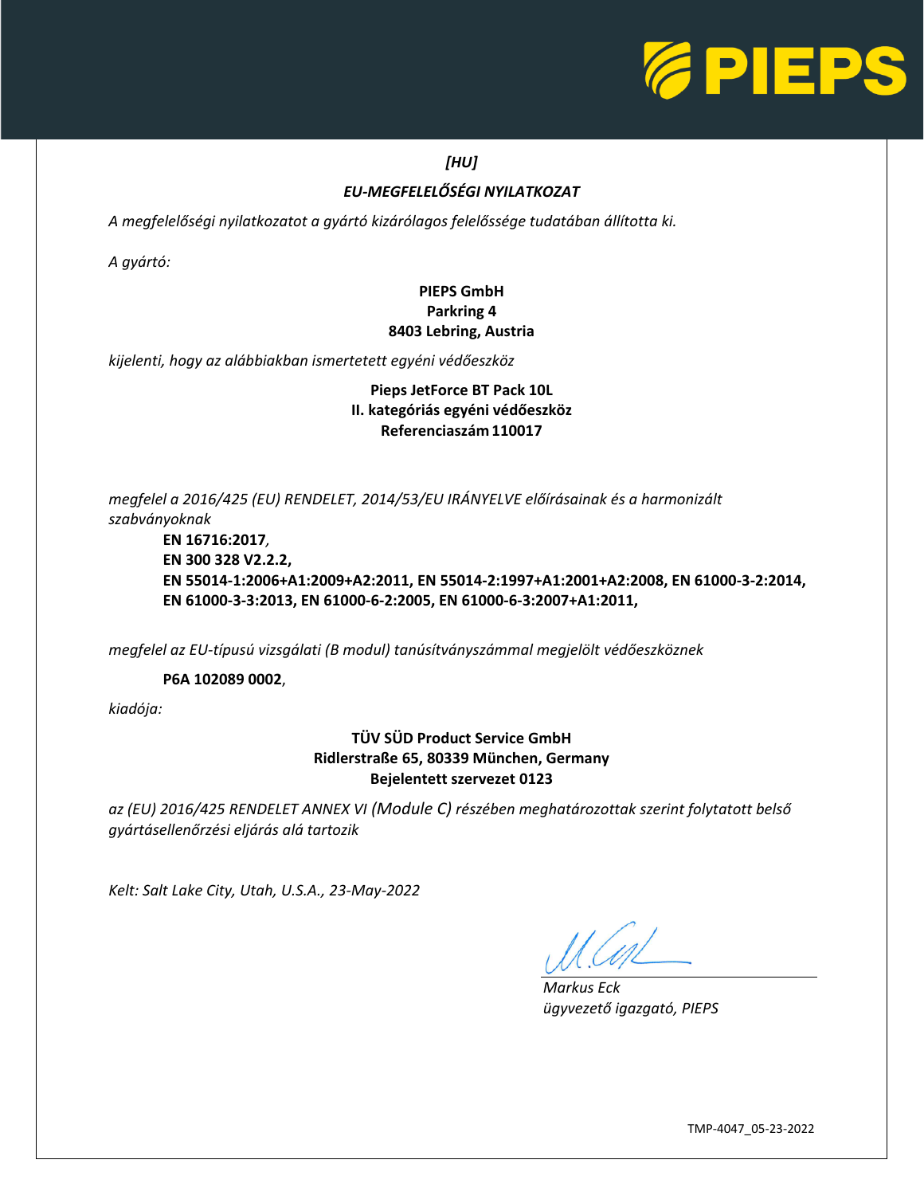*[HU]*

## *EU-MEGFELELŐSÉGI NYILATKOZAT*

*A megfelelőségi nyilatkozatot a gyártó kizárólagos felelőssége tudatában állította ki.*

*A gyártó:*

**PIEPS GmbH**
**Parkring 4**
**8403 Lebring, Austria**

*kijelenti, hogy az alábbiakban ismertetett egyéni védőeszköz*

**Pieps JetForce BT Pack 10L**
**II. kategóriás egyéni védőeszköz**
**Referenciaszám 110017**

*megfelel a 2016/425 (EU) RENDELET, 2014/53/EU IRÁNYELVE előírásainak és a harmonizált szabványoknak*

**EN 16716:2017**,
**EN 300 328 V2.2.2,**
**EN 55014-1:2006+A1:2009+A2:2011, EN 55014-2:1997+A1:2001+A2:2008, EN 61000-3-2:2014, EN 61000-3-3:2013, EN 61000-6-2:2005, EN 61000-6-3:2007+A1:2011,**

*megfelel az EU-típusú vizsgálati (B modul) tanúsítványszámmal megjelölt védőeszköznek*

**P6A 102089 0002**,

*kiadója:*

**TÜV SÜD Product Service GmbH**
**Ridlerstraße 65, 80339 München, Germany**
**Bejelentett szervezet 0123**

*az (EU) 2016/425 RENDELET ANNEX VI (Module C) részében meghatározottak szerint folytatott belső gyártásellenőrzési eljárás alá tartozik*

*Kelt: Salt Lake City, Utah, U.S.A., 23-May-2022*

*Markus Eck*
*ügyvezető igazgató, PIEPS*

TMP-4047_05-23-2022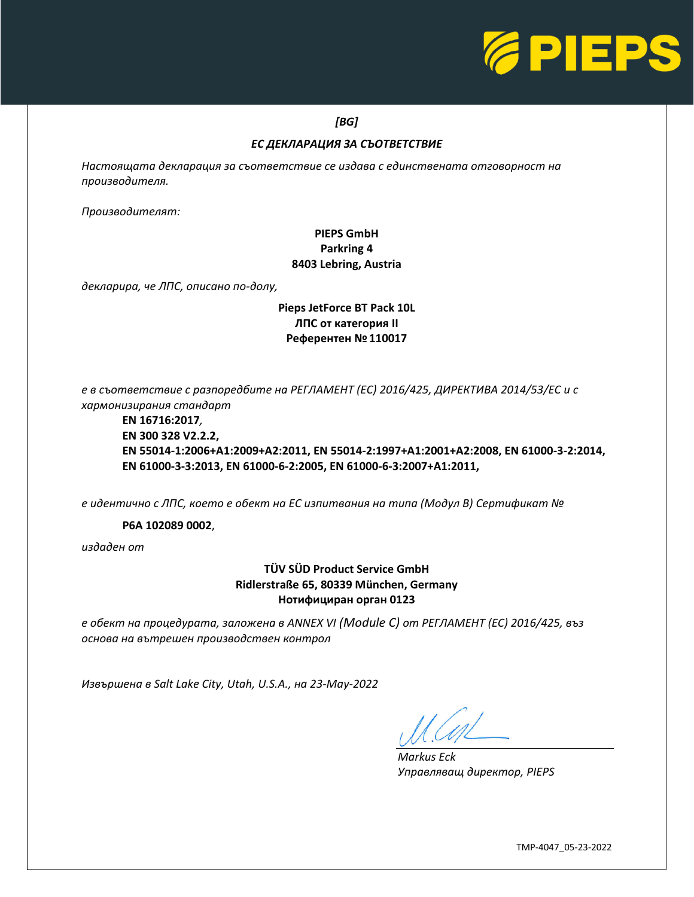*[BG]*

***ЕС ДЕКЛАРАЦИЯ ЗА СЪОТВЕТСТВИЕ***

*Настоящата декларация за съответствие се издава с единствената отговорност на производителя.*

*Производителят:*

**PIEPS GmbH**
**Parkring 4**
**8403 Lebring, Austria**

*декларира, че ЛПС, описано по-долу,*

**Pieps JetForce BT Pack 10L**
**ЛПС от категория II**
**Референтен № 110017**

*е в съответствие с разпоредбите на РЕГЛАМЕНТ (ЕС) 2016/425, ДИРЕКТИВА 2014/53/ЕС и с хармонизирания стандарт*

**EN 16716:2017**,
**EN 300 328 V2.2.2,**
**EN 55014-1:2006+A1:2009+A2:2011, EN 55014-2:1997+A1:2001+A2:2008, EN 61000-3-2:2014, EN 61000-3-3:2013, EN 61000-6-2:2005, EN 61000-6-3:2007+A1:2011,**

*е идентично с ЛПС, което е обект на ЕС изпитвания на типа (Модул В) Сертификат №*

**P6A 102089 0002**,

*издаден от*

**TÜV SÜD Product Service GmbH**
**Ridlerstraße 65, 80339 München, Germany**
**Нотифициран орган 0123**

*е обект на процедурата, заложена в ANNEX VI (Module C) от РЕГЛАМЕНТ (ЕС) 2016/425, въз основа на вътрешен производствен контрол*

*Извършена в Salt Lake City, Utah, U.S.A., на 23-May-2022*

*Markus Eck*
*Управляващ директор, PIEPS*

TMP-4047_05-23-2022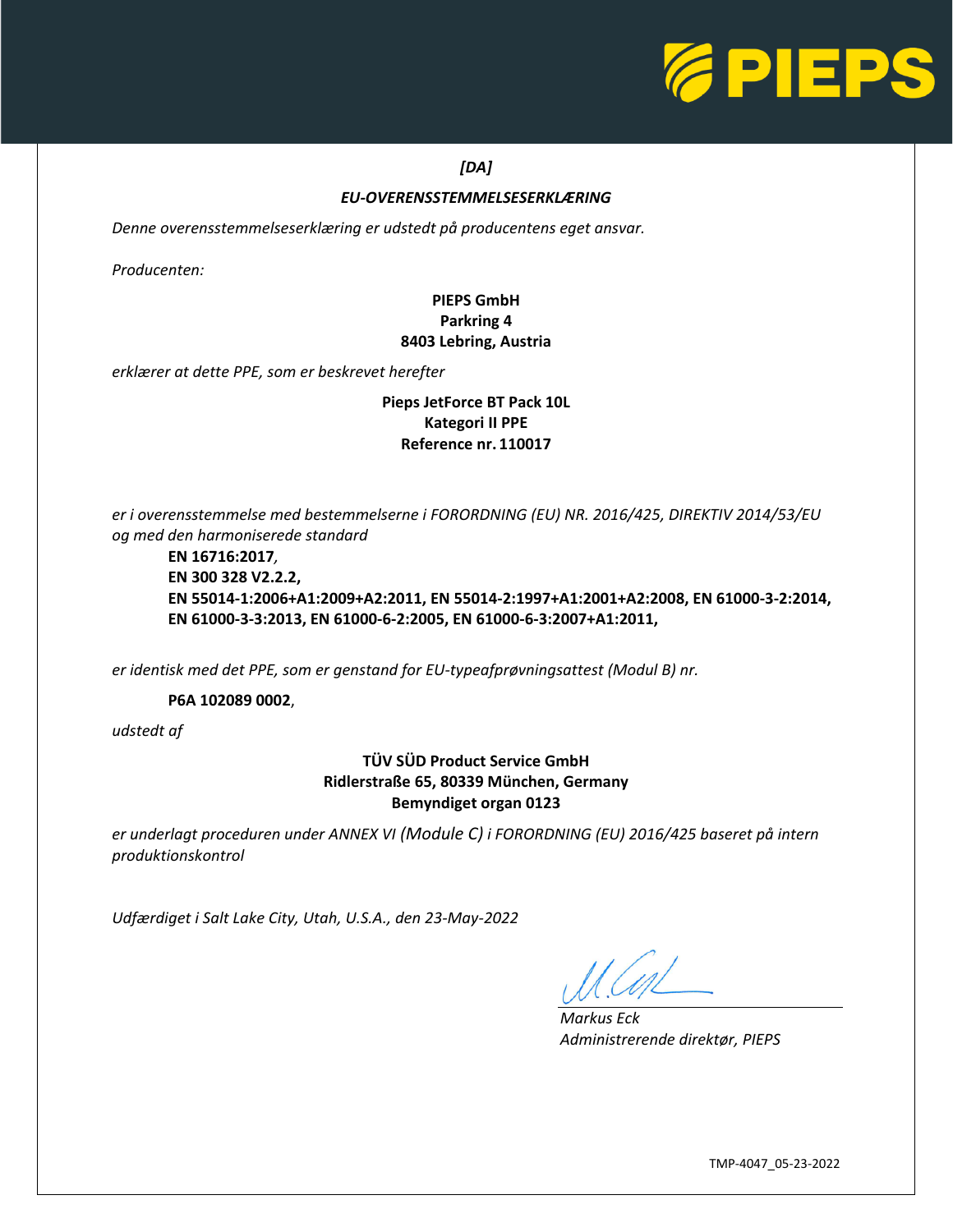*[DA]*

***EU-OVERENSSTEMMELSESERKLÆRING***

*Denne overensstemmelseserklæring er udstedt på producentens eget ansvar.*

*Producenten:*

**PIEPS GmbH**
**Parkring 4**
**8403 Lebring, Austria**

*erklærer at dette PPE, som er beskrevet herefter*

**Pieps JetForce BT Pack 10L**
**Kategori II PPE**
**Reference nr. 110017**

*er i overensstemmelse med bestemmelserne i FORORDNING (EU) NR. 2016/425, DIREKTIV 2014/53/EU og med den harmoniserede standard*

**EN 16716:2017**,
**EN 300 328 V2.2.2,**
**EN 55014-1:2006+A1:2009+A2:2011, EN 55014-2:1997+A1:2001+A2:2008, EN 61000-3-2:2014, EN 61000-3-3:2013, EN 61000-6-2:2005, EN 61000-6-3:2007+A1:2011,**

*er identisk med det PPE, som er genstand for EU-typeafprøvningsattest (Modul B) nr.*

**P6A 102089 0002**,

*udstedt af*

**TÜV SÜD Product Service GmbH**
**Ridlerstraße 65, 80339 München, Germany**
**Bemyndiget organ 0123**

*er underlagt proceduren under ANNEX VI (Module C) i FORORDNING (EU) 2016/425 baseret på intern produktionskontrol*

*Udfærdiget i Salt Lake City, Utah, U.S.A., den 23-May-2022*

*Markus Eck*
*Administrerende direktør, PIEPS*

TMP-4047_05-23-2022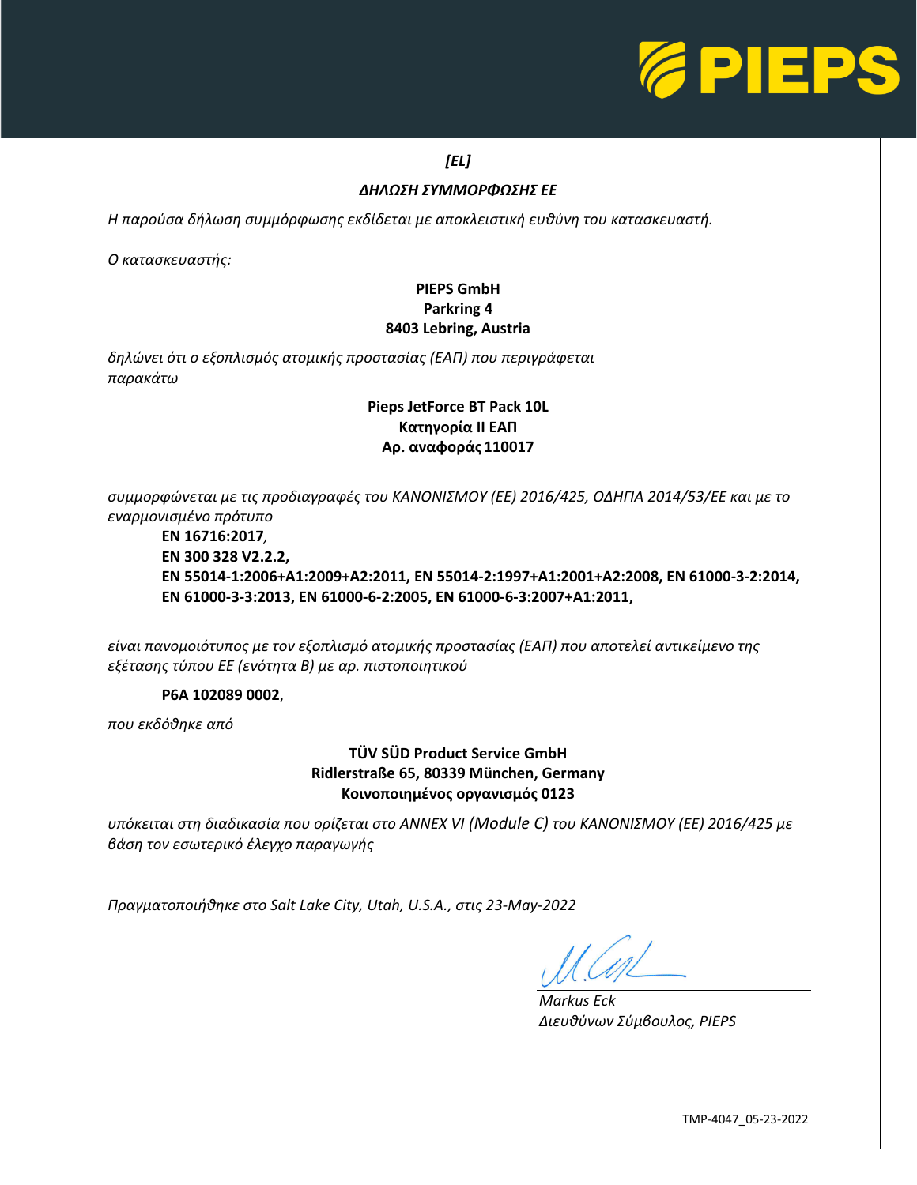*[EL]*

***ΔΗΛΩΣΗ ΣΥΜΜΟΡΦΩΣΗΣ ΕΕ***

*Η παρούσα δήλωση συμμόρφωσης εκδίδεται με αποκλειστική ευθύνη του κατασκευαστή.*

*Ο κατασκευαστής:*

**PIEPS GmbH**
**Parkring 4**
**8403 Lebring, Austria**

*δηλώνει ότι ο εξοπλισμός ατομικής προστασίας (ΕΑΠ) που περιγράφεται παρακάτω*

**Pieps JetForce BT Pack 10L**
**Κατηγορία II ΕΑΠ**
**Αρ. αναφοράς 110017**

*συμμορφώνεται με τις προδιαγραφές του ΚΑΝΟΝΙΣΜΟΥ (ΕΕ) 2016/425, ΟΔΗΓΙΑ 2014/53/ΕΕ και με το εναρμονισμένο πρότυπο*

**EN 16716:2017**,
**EN 300 328 V2.2.2,**
**EN 55014-1:2006+A1:2009+A2:2011, EN 55014-2:1997+A1:2001+A2:2008, EN 61000-3-2:2014, EN 61000-3-3:2013, EN 61000-6-2:2005, EN 61000-6-3:2007+A1:2011,**

*είναι πανομοιότυπος με τον εξοπλισμό ατομικής προστασίας (ΕΑΠ) που αποτελεί αντικείμενο της εξέτασης τύπου ΕΕ (ενότητα Β) με αρ. πιστοποιητικού*

**P6A 102089 0002**,

*που εκδόθηκε από*

**TÜV SÜD Product Service GmbH**
**Ridlerstraße 65, 80339 München, Germany**
**Κοινοποιημένος οργανισμός 0123**

*υπόκειται στη διαδικασία που ορίζεται στο ANNEX VI (Module C) του ΚΑΝΟΝΙΣΜΟΥ (ΕΕ) 2016/425 με βάση τον εσωτερικό έλεγχο παραγωγής*

*Πραγματοποιήθηκε στο Salt Lake City, Utah, U.S.A., στις 23-May-2022*

*Markus Eck*
*Διευθύνων Σύμβουλος, PIEPS*

TMP-4047_05-23-2022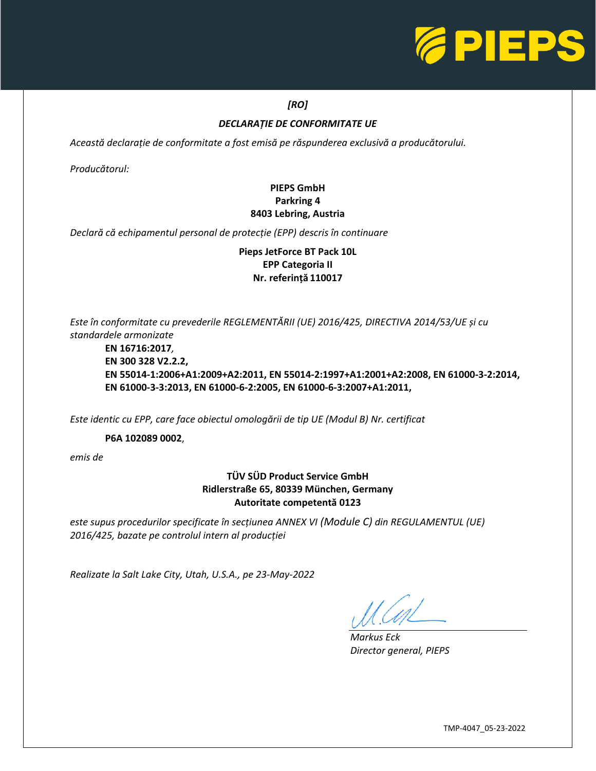*[RO]*

***DECLARAȚIE DE CONFORMITATE UE***

*Această declarație de conformitate a fost emisă pe răspunderea exclusivă a producătorului.*

*Producătorul:*

**PIEPS GmbH**
**Parkring 4**
**8403 Lebring, Austria**

*Declară că echipamentul personal de protecție (EPP) descris în continuare*

**Pieps JetForce BT Pack 10L**
**EPP Categoria II**
**Nr. referință 110017**

*Este în conformitate cu prevederile REGLEMENTĂRII (UE) 2016/425, DIRECTIVA 2014/53/UE și cu standardele armonizate*

**EN 16716:2017**,
**EN 300 328 V2.2.2,**
**EN 55014-1:2006+A1:2009+A2:2011, EN 55014-2:1997+A1:2001+A2:2008, EN 61000-3-2:2014, EN 61000-3-3:2013, EN 61000-6-2:2005, EN 61000-6-3:2007+A1:2011,**

*Este identic cu EPP, care face obiectul omologării de tip UE (Modul B) Nr. certificat*

**P6A 102089 0002**,

*emis de*

**TÜV SÜD Product Service GmbH**
**Ridlerstraße 65, 80339 München, Germany**
**Autoritate competentă 0123**

*este supus procedurilor specificate în secțiunea ANNEX VI (Module C) din REGULAMENTUL (UE) 2016/425, bazate pe controlul intern al producției*

*Realizate la Salt Lake City, Utah, U.S.A., pe 23-May-2022*

*Markus Eck*
*Director general, PIEPS*

TMP-4047_05-23-2022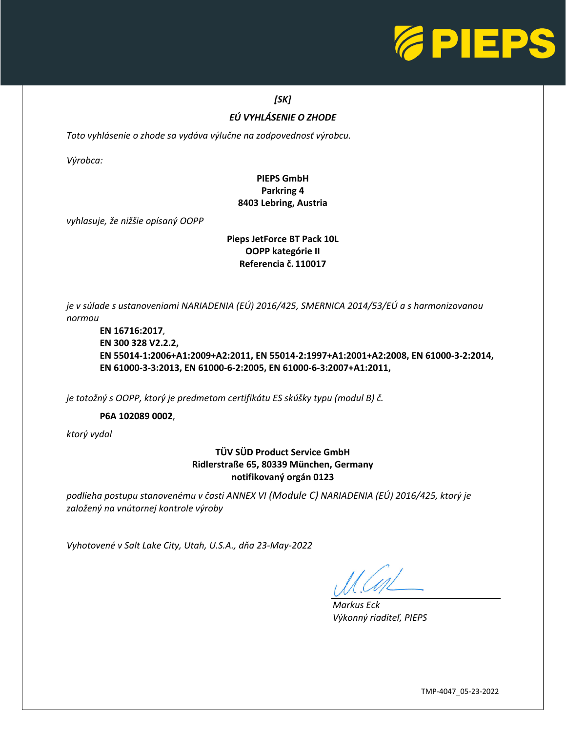*[SK]*

## *EÚ VYHLÁSENIE O ZHODE*

*Toto vyhlásenie o zhode sa vydáva výlučne na zodpovednosť výrobcu.*

*Výrobca:*

**PIEPS GmbH**
**Parkring 4**
**8403 Lebring, Austria**

*vyhlasuje, že nižšie opísaný OOPP*

**Pieps JetForce BT Pack 10L**
**OOPP kategórie II**
**Referencia č. 110017**

*je v súlade s ustanoveniami NARIADENIA (EÚ) 2016/425, SMERNICA 2014/53/EÚ a s harmonizovanou normou*

**EN 16716:2017**,
**EN 300 328 V2.2.2,**
**EN 55014-1:2006+A1:2009+A2:2011, EN 55014-2:1997+A1:2001+A2:2008, EN 61000-3-2:2014, EN 61000-3-3:2013, EN 61000-6-2:2005, EN 61000-6-3:2007+A1:2011,**

*je totožný s OOPP, ktorý je predmetom certifikátu ES skúšky typu (modul B) č.*

**P6A 102089 0002**,

*ktorý vydal*

**TÜV SÜD Product Service GmbH**
**Ridlerstraße 65, 80339 München, Germany**
**notifikovaný orgán 0123**

*podlieha postupu stanovenému v časti ANNEX VI (Module C) NARIADENIA (EÚ) 2016/425, ktorý je založený na vnútornej kontrole výroby*

*Vyhotovené v Salt Lake City, Utah, U.S.A., dňa 23-May-2022*

*Markus Eck*
*Výkonný riaditeľ, PIEPS*

TMP-4047_05-23-2022